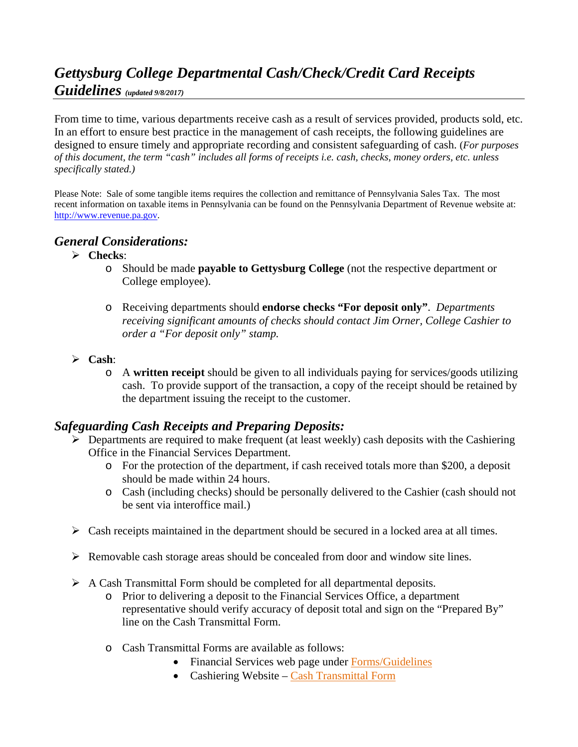# *Gettysburg College Departmental Cash/Check/Credit Card Receipts Guidelines* *(updated 9/8/2017)*

From time to time, various departments receive cash as a result of services provided, products sold, etc. In an effort to ensure best practice in the management of cash receipts, the following guidelines are designed to ensure timely and appropriate recording and consistent safeguarding of cash. (*For purposes of this document, the term "cash" includes all forms of receipts i.e. cash, checks, money orders, etc. unless specifically stated.)*

Please Note: Sale of some tangible items requires the collection and remittance of Pennsylvania Sales Tax. The most recent information on taxable items in Pennsylvania can be found on the Pennsylvania Department of Revenue website at: [http://www.revenue.pa.gov](http://www.revenue.pa.gov).

## *General Considerations:*

- **Checks**:
  - Should be made **payable to Gettysburg College** (not the respective department or College employee).
  - Receiving departments should **endorse checks "For deposit only"**. *Departments receiving significant amounts of checks should contact Jim Orner, College Cashier to order a "For deposit only" stamp.*
- **Cash**:
  - A **written receipt** should be given to all individuals paying for services/goods utilizing cash. To provide support of the transaction, a copy of the receipt should be retained by the department issuing the receipt to the customer.

## *Safeguarding Cash Receipts and Preparing Deposits:*

- Departments are required to make frequent (at least weekly) cash deposits with the Cashiering Office in the Financial Services Department.
  - For the protection of the department, if cash received totals more than $200, a deposit should be made within 24 hours.
  - Cash (including checks) should be personally delivered to the Cashier (cash should not be sent via interoffice mail.)
- Cash receipts maintained in the department should be secured in a locked area at all times.
- Removable cash storage areas should be concealed from door and window site lines.
- A Cash Transmittal Form should be completed for all departmental deposits.
  - Prior to delivering a deposit to the Financial Services Office, a department representative should verify accuracy of deposit total and sign on the "Prepared By" line on the Cash Transmittal Form.
  - Cash Transmittal Forms are available as follows:
    - Financial Services web page under Forms/Guidelines
    - Cashiering Website – Cash Transmittal Form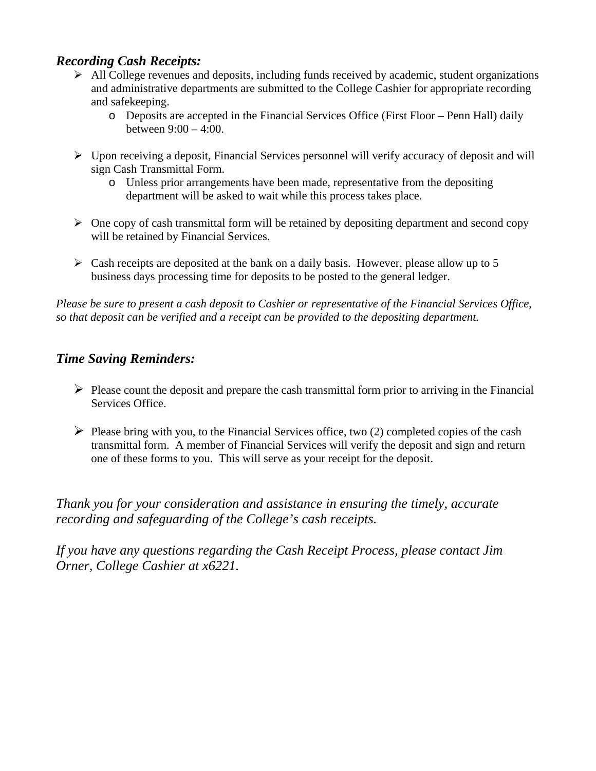### ***Recording Cash Receipts:***

- All College revenues and deposits, including funds received by academic, student organizations and administrative departments are submitted to the College Cashier for appropriate recording and safekeeping.
  - Deposits are accepted in the Financial Services Office (First Floor – Penn Hall) daily between 9:00 – 4:00.

- Upon receiving a deposit, Financial Services personnel will verify accuracy of deposit and will sign Cash Transmittal Form.
  - Unless prior arrangements have been made, representative from the depositing department will be asked to wait while this process takes place.

- One copy of cash transmittal form will be retained by depositing department and second copy will be retained by Financial Services.

- Cash receipts are deposited at the bank on a daily basis. However, please allow up to 5 business days processing time for deposits to be posted to the general ledger.

*Please be sure to present a cash deposit to Cashier or representative of the Financial Services Office, so that deposit can be verified and a receipt can be provided to the depositing department.*

### ***Time Saving Reminders:***

- Please count the deposit and prepare the cash transmittal form prior to arriving in the Financial Services Office.

- Please bring with you, to the Financial Services office, two (2) completed copies of the cash transmittal form. A member of Financial Services will verify the deposit and sign and return one of these forms to you. This will serve as your receipt for the deposit.

*Thank you for your consideration and assistance in ensuring the timely, accurate recording and safeguarding of the College's cash receipts.*

*If you have any questions regarding the Cash Receipt Process, please contact Jim Orner, College Cashier at x6221.*